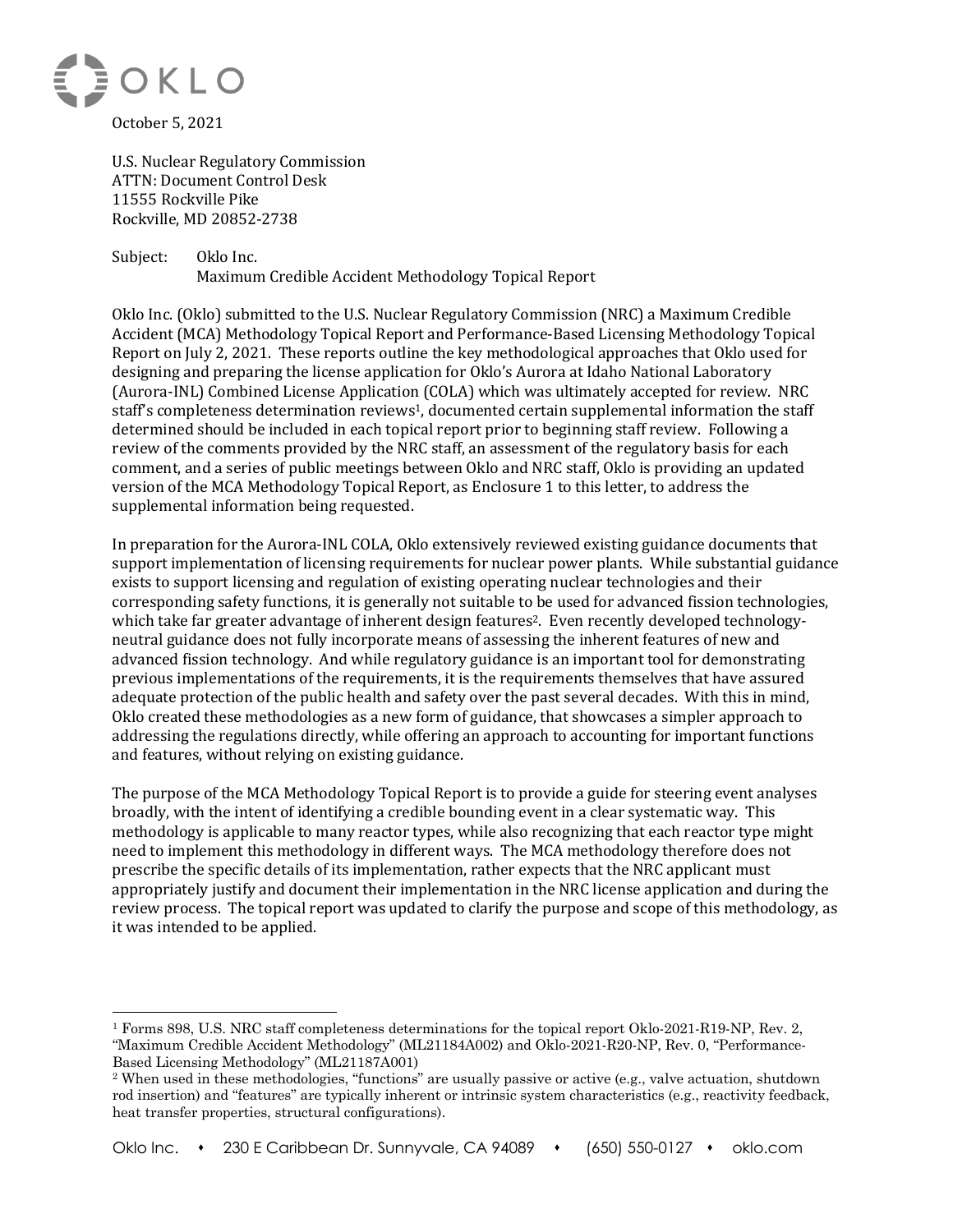OKLO

October 5, 2021

U.S. Nuclear Regulatory Commission
ATTN: Document Control Desk
11555 Rockville Pike
Rockville, MD 20852-2738

Subject: Oklo Inc.
Maximum Credible Accident Methodology Topical Report

Oklo Inc. (Oklo) submitted to the U.S. Nuclear Regulatory Commission (NRC) a Maximum Credible Accident (MCA) Methodology Topical Report and Performance-Based Licensing Methodology Topical Report on July 2, 2021. These reports outline the key methodological approaches that Oklo used for designing and preparing the license application for Oklo's Aurora at Idaho National Laboratory (Aurora-INL) Combined License Application (COLA) which was ultimately accepted for review. NRC staff's completeness determination reviews[1], documented certain supplemental information the staff determined should be included in each topical report prior to beginning staff review. Following a review of the comments provided by the NRC staff, an assessment of the regulatory basis for each comment, and a series of public meetings between Oklo and NRC staff, Oklo is providing an updated version of the MCA Methodology Topical Report, as Enclosure 1 to this letter, to address the supplemental information being requested.

In preparation for the Aurora-INL COLA, Oklo extensively reviewed existing guidance documents that support implementation of licensing requirements for nuclear power plants. While substantial guidance exists to support licensing and regulation of existing operating nuclear technologies and their corresponding safety functions, it is generally not suitable to be used for advanced fission technologies, which take far greater advantage of inherent design features[2]. Even recently developed technology-neutral guidance does not fully incorporate means of assessing the inherent features of new and advanced fission technology. And while regulatory guidance is an important tool for demonstrating previous implementations of the requirements, it is the requirements themselves that have assured adequate protection of the public health and safety over the past several decades. With this in mind, Oklo created these methodologies as a new form of guidance, that showcases a simpler approach to addressing the regulations directly, while offering an approach to accounting for important functions and features, without relying on existing guidance.

The purpose of the MCA Methodology Topical Report is to provide a guide for steering event analyses broadly, with the intent of identifying a credible bounding event in a clear systematic way. This methodology is applicable to many reactor types, while also recognizing that each reactor type might need to implement this methodology in different ways. The MCA methodology therefore does not prescribe the specific details of its implementation, rather expects that the NRC applicant must appropriately justify and document their implementation in the NRC license application and during the review process. The topical report was updated to clarify the purpose and scope of this methodology, as it was intended to be applied.

---

[1] Forms 898, U.S. NRC staff completeness determinations for the topical report Oklo-2021-R19-NP, Rev. 2, "Maximum Credible Accident Methodology" (ML21184A002) and Oklo-2021-R20-NP, Rev. 0, "Performance-Based Licensing Methodology" (ML21187A001)

[2] When used in these methodologies, "functions" are usually passive or active (e.g., valve actuation, shutdown rod insertion) and "features" are typically inherent or intrinsic system characteristics (e.g., reactivity feedback, heat transfer properties, structural configurations).

Oklo Inc. • 230 E Caribbean Dr. Sunnyvale, CA 94089 • (650) 550-0127 • oklo.com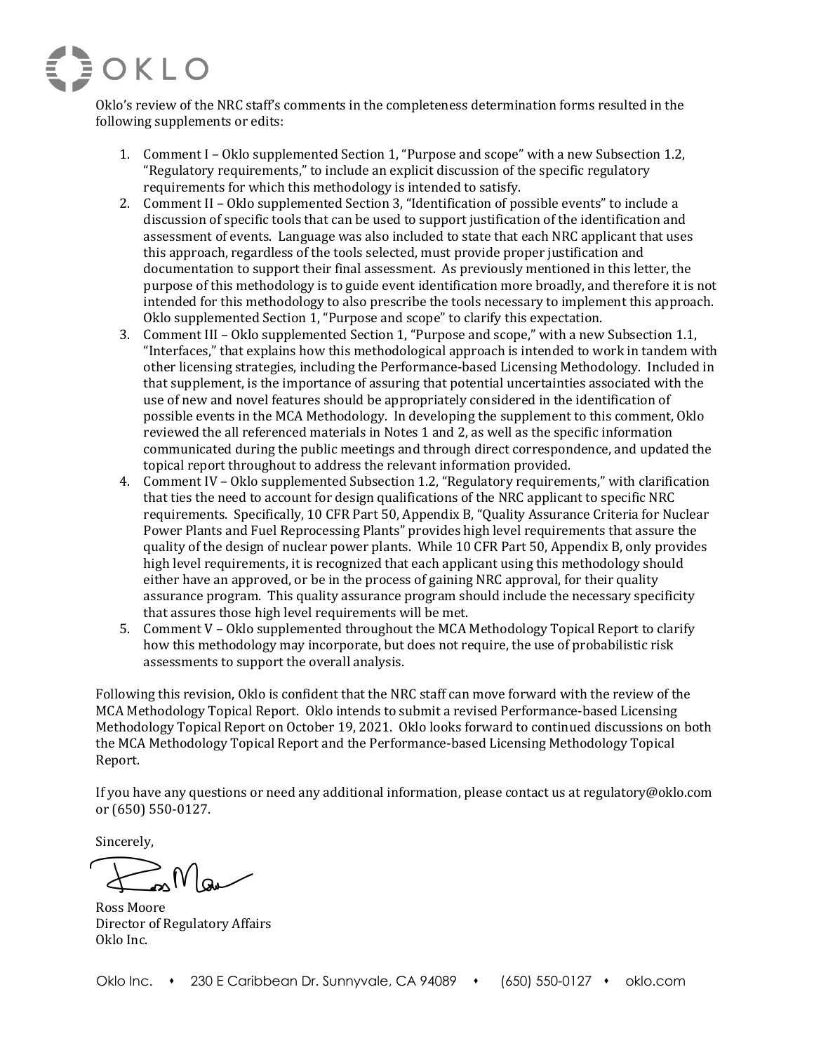Oklo's review of the NRC staff's comments in the completeness determination forms resulted in the following supplements or edits:

1. Comment I – Oklo supplemented Section 1, "Purpose and scope" with a new Subsection 1.2, "Regulatory requirements," to include an explicit discussion of the specific regulatory requirements for which this methodology is intended to satisfy.
2. Comment II – Oklo supplemented Section 3, "Identification of possible events" to include a discussion of specific tools that can be used to support justification of the identification and assessment of events. Language was also included to state that each NRC applicant that uses this approach, regardless of the tools selected, must provide proper justification and documentation to support their final assessment. As previously mentioned in this letter, the purpose of this methodology is to guide event identification more broadly, and therefore it is not intended for this methodology to also prescribe the tools necessary to implement this approach. Oklo supplemented Section 1, "Purpose and scope" to clarify this expectation.
3. Comment III – Oklo supplemented Section 1, "Purpose and scope," with a new Subsection 1.1, "Interfaces," that explains how this methodological approach is intended to work in tandem with other licensing strategies, including the Performance-based Licensing Methodology. Included in that supplement, is the importance of assuring that potential uncertainties associated with the use of new and novel features should be appropriately considered in the identification of possible events in the MCA Methodology. In developing the supplement to this comment, Oklo reviewed the all referenced materials in Notes 1 and 2, as well as the specific information communicated during the public meetings and through direct correspondence, and updated the topical report throughout to address the relevant information provided.
4. Comment IV – Oklo supplemented Subsection 1.2, "Regulatory requirements," with clarification that ties the need to account for design qualifications of the NRC applicant to specific NRC requirements. Specifically, 10 CFR Part 50, Appendix B, "Quality Assurance Criteria for Nuclear Power Plants and Fuel Reprocessing Plants" provides high level requirements that assure the quality of the design of nuclear power plants. While 10 CFR Part 50, Appendix B, only provides high level requirements, it is recognized that each applicant using this methodology should either have an approved, or be in the process of gaining NRC approval, for their quality assurance program. This quality assurance program should include the necessary specificity that assures those high level requirements will be met.
5. Comment V – Oklo supplemented throughout the MCA Methodology Topical Report to clarify how this methodology may incorporate, but does not require, the use of probabilistic risk assessments to support the overall analysis.

Following this revision, Oklo is confident that the NRC staff can move forward with the review of the MCA Methodology Topical Report. Oklo intends to submit a revised Performance-based Licensing Methodology Topical Report on October 19, 2021. Oklo looks forward to continued discussions on both the MCA Methodology Topical Report and the Performance-based Licensing Methodology Topical Report.

If you have any questions or need any additional information, please contact us at regulatory@oklo.com or (650) 550-0127.

Sincerely,

Ross Moore
Director of Regulatory Affairs
Oklo Inc.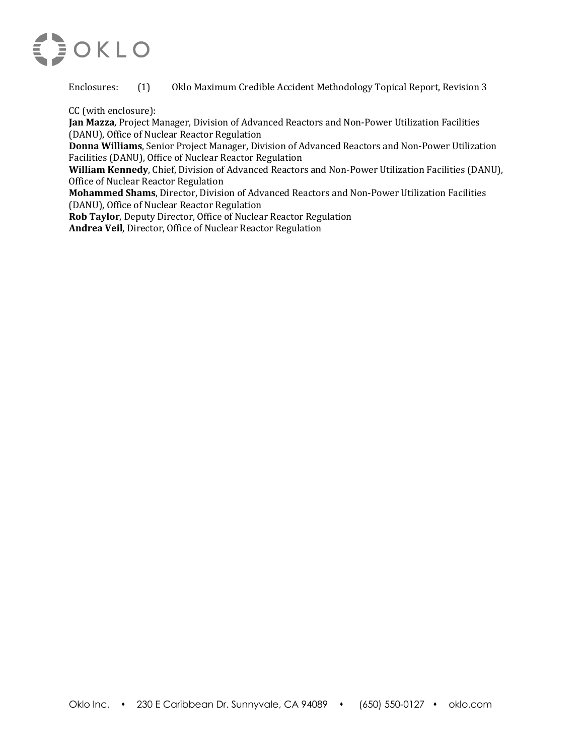Enclosures: (1) Oklo Maximum Credible Accident Methodology Topical Report, Revision 3

CC (with enclosure):

**Jan Mazza**, Project Manager, Division of Advanced Reactors and Non-Power Utilization Facilities (DANU), Office of Nuclear Reactor Regulation

**Donna Williams**, Senior Project Manager, Division of Advanced Reactors and Non-Power Utilization Facilities (DANU), Office of Nuclear Reactor Regulation

**William Kennedy**, Chief, Division of Advanced Reactors and Non-Power Utilization Facilities (DANU), Office of Nuclear Reactor Regulation

**Mohammed Shams**, Director, Division of Advanced Reactors and Non-Power Utilization Facilities (DANU), Office of Nuclear Reactor Regulation

**Rob Taylor**, Deputy Director, Office of Nuclear Reactor Regulation

**Andrea Veil**, Director, Office of Nuclear Reactor Regulation